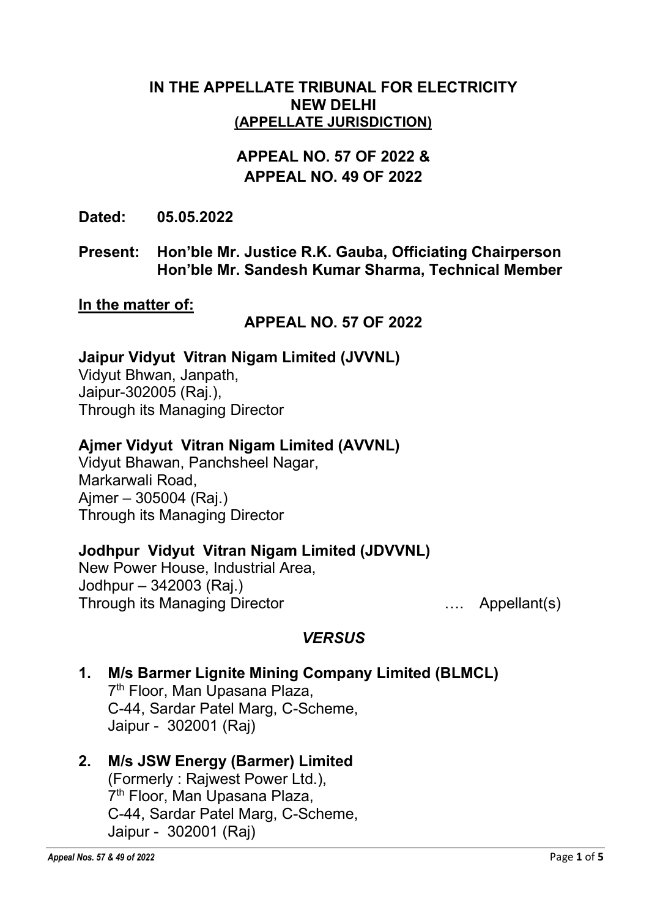**IN THE APPELLATE TRIBUNAL FOR ELECTRICITY**
**NEW DELHI**
**(APPELLATE JURISDICTION)**

**APPEAL NO. 57 OF 2022 &**
**APPEAL NO. 49 OF 2022**

**Dated: 05.05.2022**

**Present: Hon'ble Mr. Justice R.K. Gauba, Officiating Chairperson**
**Hon'ble Mr. Sandesh Kumar Sharma, Technical Member**

**In the matter of:**

**APPEAL NO. 57 OF 2022**

**Jaipur Vidyut Vitran Nigam Limited (JVVNL)**
Vidyut Bhwan, Janpath,
Jaipur-302005 (Raj.),
Through its Managing Director

**Ajmer Vidyut Vitran Nigam Limited (AVVNL)**
Vidyut Bhawan, Panchsheel Nagar,
Markarwali Road,
Ajmer – 305004 (Raj.)
Through its Managing Director

**Jodhpur Vidyut Vitran Nigam Limited (JDVVNL)**
New Power House, Industrial Area,
Jodhpur – 342003 (Raj.)
Through its Managing Director …. Appellant(s)

***VERSUS***

1. **M/s Barmer Lignite Mining Company Limited (BLMCL)**
   7th Floor, Man Upasana Plaza,
   C-44, Sardar Patel Marg, C-Scheme,
   Jaipur - 302001 (Raj)

2. **M/s JSW Energy (Barmer) Limited**
   (Formerly : Rajwest Power Ltd.),
   7th Floor, Man Upasana Plaza,
   C-44, Sardar Patel Marg, C-Scheme,
   Jaipur - 302001 (Raj)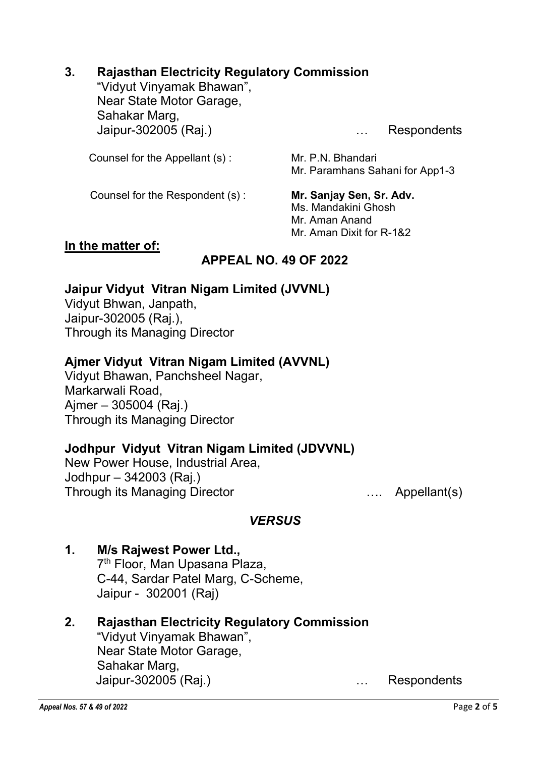**3. Rajasthan Electricity Regulatory Commission**
"Vidyut Vinyamak Bhawan",
Near State Motor Garage,
Sahakar Marg,
Jaipur-302005 (Raj.) … Respondents

Counsel for the Appellant (s) : Mr. P.N. Bhandari
Mr. Paramhans Sahani for App1-3

Counsel for the Respondent (s) : **Mr. Sanjay Sen, Sr. Adv.**
Ms. Mandakini Ghosh
Mr. Aman Anand
Mr. Aman Dixit for R-1&2

**In the matter of:**

**APPEAL NO. 49 OF 2022**

**Jaipur Vidyut Vitran Nigam Limited (JVVNL)**
Vidyut Bhwan, Janpath,
Jaipur-302005 (Raj.),
Through its Managing Director

**Ajmer Vidyut Vitran Nigam Limited (AVVNL)**
Vidyut Bhawan, Panchsheel Nagar,
Markarwali Road,
Ajmer – 305004 (Raj.)
Through its Managing Director

**Jodhpur Vidyut Vitran Nigam Limited (JDVVNL)**
New Power House, Industrial Area,
Jodhpur – 342003 (Raj.)
Through its Managing Director …. Appellant(s)

***VERSUS***

**1. M/s Rajwest Power Ltd.,**
7th Floor, Man Upasana Plaza,
C-44, Sardar Patel Marg, C-Scheme,
Jaipur - 302001 (Raj)

**2. Rajasthan Electricity Regulatory Commission**
"Vidyut Vinyamak Bhawan",
Near State Motor Garage,
Sahakar Marg,
Jaipur-302005 (Raj.) … Respondents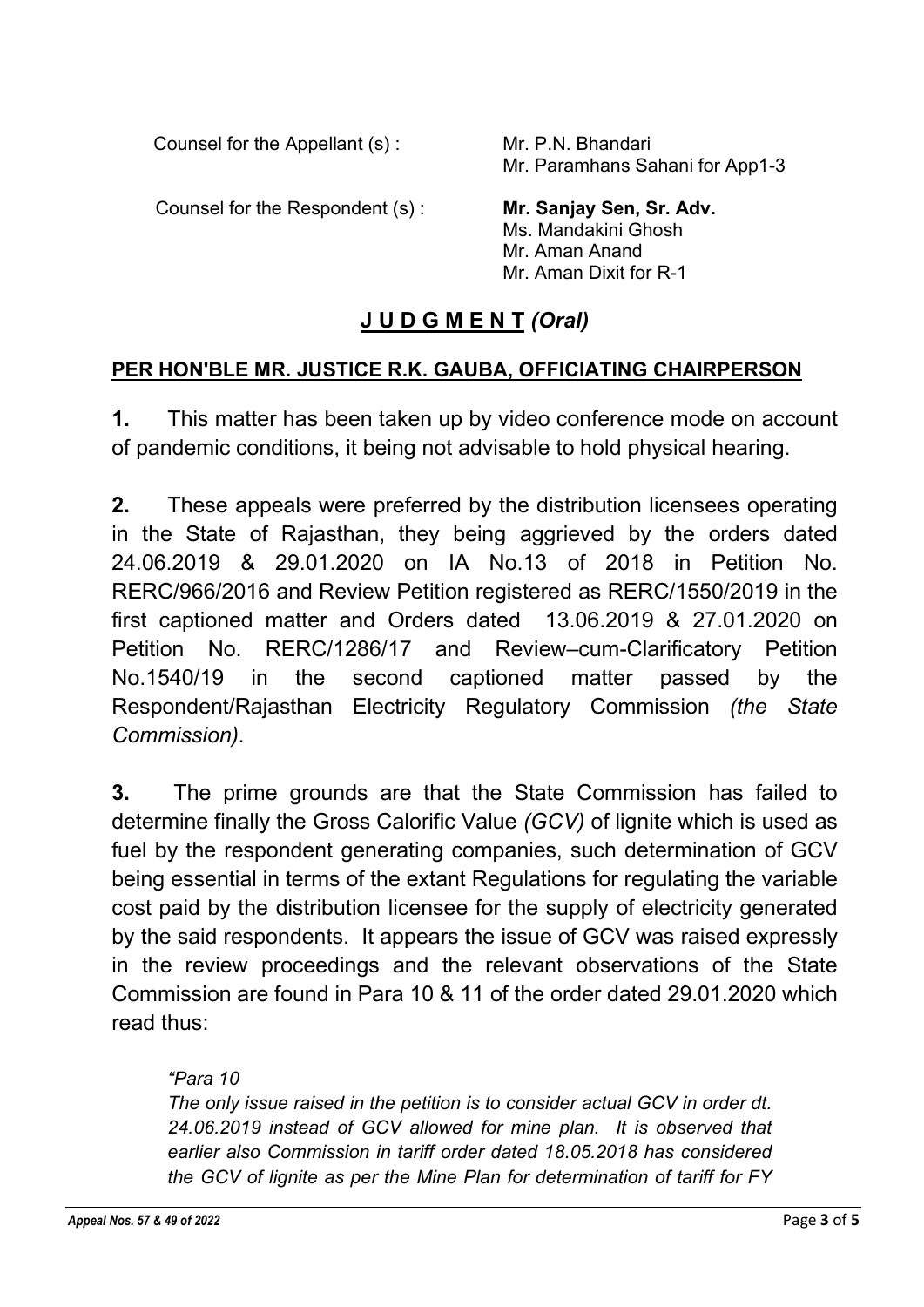Counsel for the Appellant (s) : Mr. P.N. Bhandari
Mr. Paramhans Sahani for App1-3

Counsel for the Respondent (s) : **Mr. Sanjay Sen, Sr. Adv.**
Ms. Mandakini Ghosh
Mr. Aman Anand
Mr. Aman Dixit for R-1

## <u>J U D G M E N T</u> *(Oral)*

**<u>PER HON'BLE MR. JUSTICE R.K. GAUBA, OFFICIATING CHAIRPERSON</u>**

**1.** This matter has been taken up by video conference mode on account of pandemic conditions, it being not advisable to hold physical hearing.

**2.** These appeals were preferred by the distribution licensees operating in the State of Rajasthan, they being aggrieved by the orders dated 24.06.2019 & 29.01.2020 on IA No.13 of 2018 in Petition No. RERC/966/2016 and Review Petition registered as RERC/1550/2019 in the first captioned matter and Orders dated 13.06.2019 & 27.01.2020 on Petition No. RERC/1286/17 and Review–cum-Clarificatory Petition No.1540/19 in the second captioned matter passed by the Respondent/Rajasthan Electricity Regulatory Commission *(the State Commission).*

**3.** The prime grounds are that the State Commission has failed to determine finally the Gross Calorific Value *(GCV)* of lignite which is used as fuel by the respondent generating companies, such determination of GCV being essential in terms of the extant Regulations for regulating the variable cost paid by the distribution licensee for the supply of electricity generated by the said respondents. It appears the issue of GCV was raised expressly in the review proceedings and the relevant observations of the State Commission are found in Para 10 & 11 of the order dated 29.01.2020 which read thus:

> *"Para 10*
> *The only issue raised in the petition is to consider actual GCV in order dt. 24.06.2019 instead of GCV allowed for mine plan. It is observed that earlier also Commission in tariff order dated 18.05.2018 has considered the GCV of lignite as per the Mine Plan for determination of tariff for FY*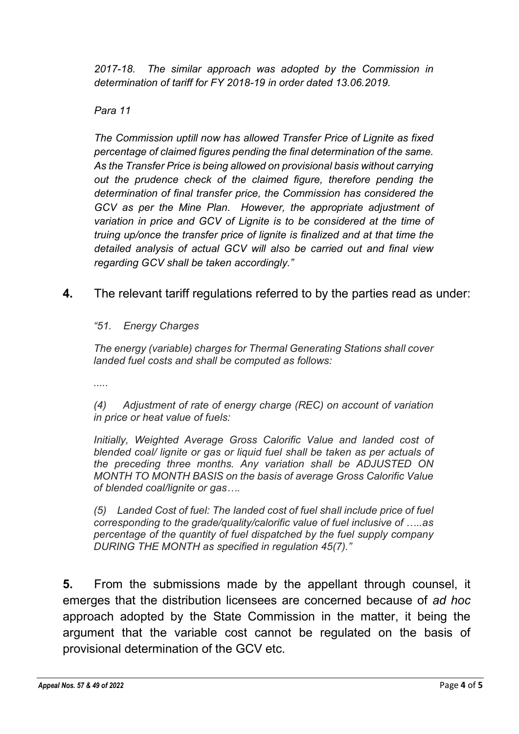*2017-18. The similar approach was adopted by the Commission in determination of tariff for FY 2018-19 in order dated 13.06.2019.*

*Para 11*

*The Commission uptill now has allowed Transfer Price of Lignite as fixed percentage of claimed figures pending the final determination of the same. As the Transfer Price is being allowed on provisional basis without carrying out the prudence check of the claimed figure, therefore pending the determination of final transfer price, the Commission has considered the GCV as per the Mine Plan. However, the appropriate adjustment of variation in price and GCV of Lignite is to be considered at the time of truing up/once the transfer price of lignite is finalized and at that time the detailed analysis of actual GCV will also be carried out and final view regarding GCV shall be taken accordingly."*

**4.** The relevant tariff regulations referred to by the parties read as under:

*"51. Energy Charges*

*The energy (variable) charges for Thermal Generating Stations shall cover landed fuel costs and shall be computed as follows:*

*.....*

*(4) Adjustment of rate of energy charge (REC) on account of variation in price or heat value of fuels:*

*Initially, Weighted Average Gross Calorific Value and landed cost of blended coal/ lignite or gas or liquid fuel shall be taken as per actuals of the preceding three months. Any variation shall be ADJUSTED ON MONTH TO MONTH BASIS on the basis of average Gross Calorific Value of blended coal/lignite or gas….*

*(5) Landed Cost of fuel: The landed cost of fuel shall include price of fuel corresponding to the grade/quality/calorific value of fuel inclusive of …..as percentage of the quantity of fuel dispatched by the fuel supply company DURING THE MONTH as specified in regulation 45(7)."*

**5.** From the submissions made by the appellant through counsel, it emerges that the distribution licensees are concerned because of *ad hoc* approach adopted by the State Commission in the matter, it being the argument that the variable cost cannot be regulated on the basis of provisional determination of the GCV etc.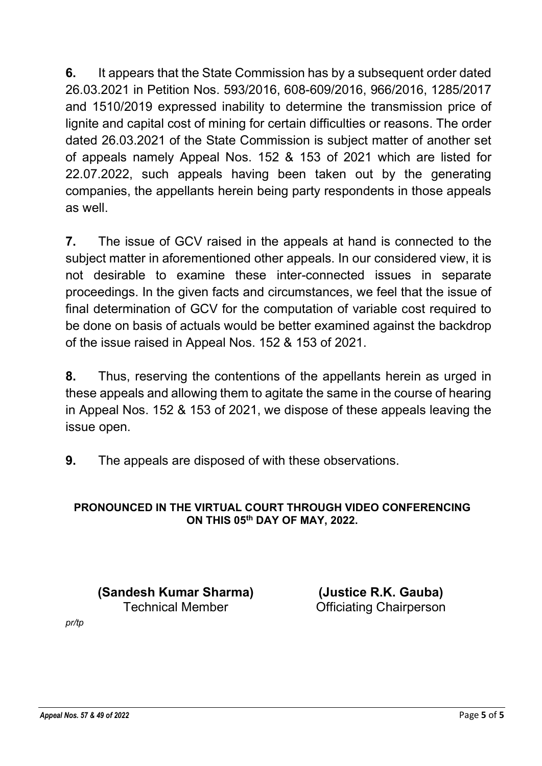**6.** It appears that the State Commission has by a subsequent order dated 26.03.2021 in Petition Nos. 593/2016, 608-609/2016, 966/2016, 1285/2017 and 1510/2019 expressed inability to determine the transmission price of lignite and capital cost of mining for certain difficulties or reasons. The order dated 26.03.2021 of the State Commission is subject matter of another set of appeals namely Appeal Nos. 152 & 153 of 2021 which are listed for 22.07.2022, such appeals having been taken out by the generating companies, the appellants herein being party respondents in those appeals as well.

**7.** The issue of GCV raised in the appeals at hand is connected to the subject matter in aforementioned other appeals. In our considered view, it is not desirable to examine these inter-connected issues in separate proceedings. In the given facts and circumstances, we feel that the issue of final determination of GCV for the computation of variable cost required to be done on basis of actuals would be better examined against the backdrop of the issue raised in Appeal Nos. 152 & 153 of 2021.

**8.** Thus, reserving the contentions of the appellants herein as urged in these appeals and allowing them to agitate the same in the course of hearing in Appeal Nos. 152 & 153 of 2021, we dispose of these appeals leaving the issue open.

**9.** The appeals are disposed of with these observations.

**PRONOUNCED IN THE VIRTUAL COURT THROUGH VIDEO CONFERENCING ON THIS 05th DAY OF MAY, 2022.**

| | |
|---|---|
| **(Sandesh Kumar Sharma)** | **(Justice R.K. Gauba)** |
| Technical Member | Officiating Chairperson |

*pr/tp*